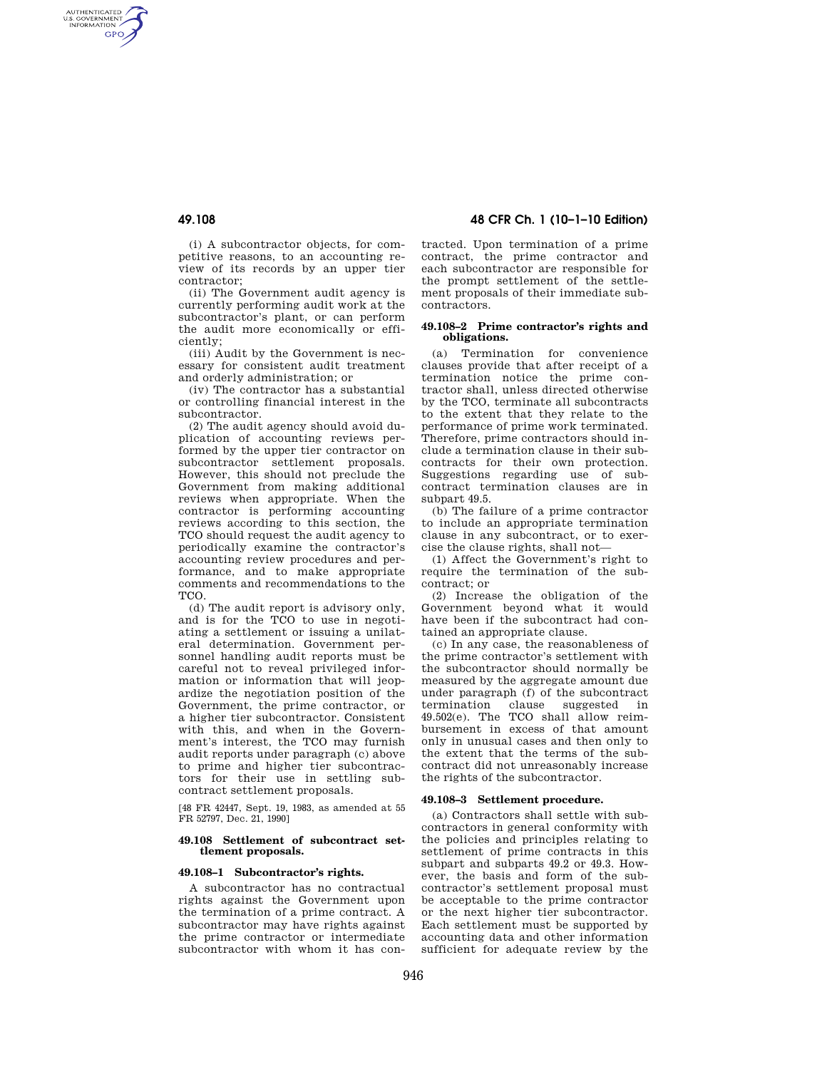(i) A subcontractor objects, for competitive reasons, to an accounting review of its records by an upper tier contractor;

(ii) The Government audit agency is currently performing audit work at the subcontractor's plant, or can perform the audit more economically or efficiently;

(iii) Audit by the Government is necessary for consistent audit treatment and orderly administration; or

(iv) The contractor has a substantial or controlling financial interest in the subcontractor.

(2) The audit agency should avoid duplication of accounting reviews performed by the upper tier contractor on subcontractor settlement proposals. However, this should not preclude the Government from making additional reviews when appropriate. When the contractor is performing accounting reviews according to this section, the TCO should request the audit agency to periodically examine the contractor's accounting review procedures and performance, and to make appropriate comments and recommendations to the TCO.

(d) The audit report is advisory only, and is for the TCO to use in negotiating a settlement or issuing a unilateral determination. Government personnel handling audit reports must be careful not to reveal privileged information or information that will jeopardize the negotiation position of the Government, the prime contractor, or a higher tier subcontractor. Consistent with this, and when in the Government's interest, the TCO may furnish audit reports under paragraph (c) above to prime and higher tier subcontractors for their use in settling subcontract settlement proposals.

[48 FR 42447, Sept. 19, 1983, as amended at 55 FR 52797, Dec. 21, 1990]

### 49.108 Settlement of subcontract settlement proposals.

#### 49.108–1 Subcontractor's rights.

A subcontractor has no contractual rights against the Government upon the termination of a prime contract. A subcontractor may have rights against the prime contractor or intermediate subcontractor with whom it has contracted. Upon termination of a prime contract, the prime contractor and each subcontractor are responsible for the prompt settlement of the settlement proposals of their immediate subcontractors.

#### 49.108–2 Prime contractor's rights and obligations.

(a) Termination for convenience clauses provide that after receipt of a termination notice the prime contractor shall, unless directed otherwise by the TCO, terminate all subcontracts to the extent that they relate to the performance of prime work terminated. Therefore, prime contractors should include a termination clause in their subcontracts for their own protection. Suggestions regarding use of subcontract termination clauses are in subpart 49.5.

(b) The failure of a prime contractor to include an appropriate termination clause in any subcontract, or to exercise the clause rights, shall not—

(1) Affect the Government's right to require the termination of the subcontract; or

(2) Increase the obligation of the Government beyond what it would have been if the subcontract had contained an appropriate clause.

(c) In any case, the reasonableness of the prime contractor's settlement with the subcontractor should normally be measured by the aggregate amount due under paragraph (f) of the subcontract termination clause suggested in 49.502(e). The TCO shall allow reimbursement in excess of that amount only in unusual cases and then only to the extent that the terms of the subcontract did not unreasonably increase the rights of the subcontractor.

#### 49.108–3 Settlement procedure.

(a) Contractors shall settle with subcontractors in general conformity with the policies and principles relating to settlement of prime contracts in this subpart and subparts 49.2 or 49.3. However, the basis and form of the subcontractor's settlement proposal must be acceptable to the prime contractor or the next higher tier subcontractor. Each settlement must be supported by accounting data and other information sufficient for adequate review by the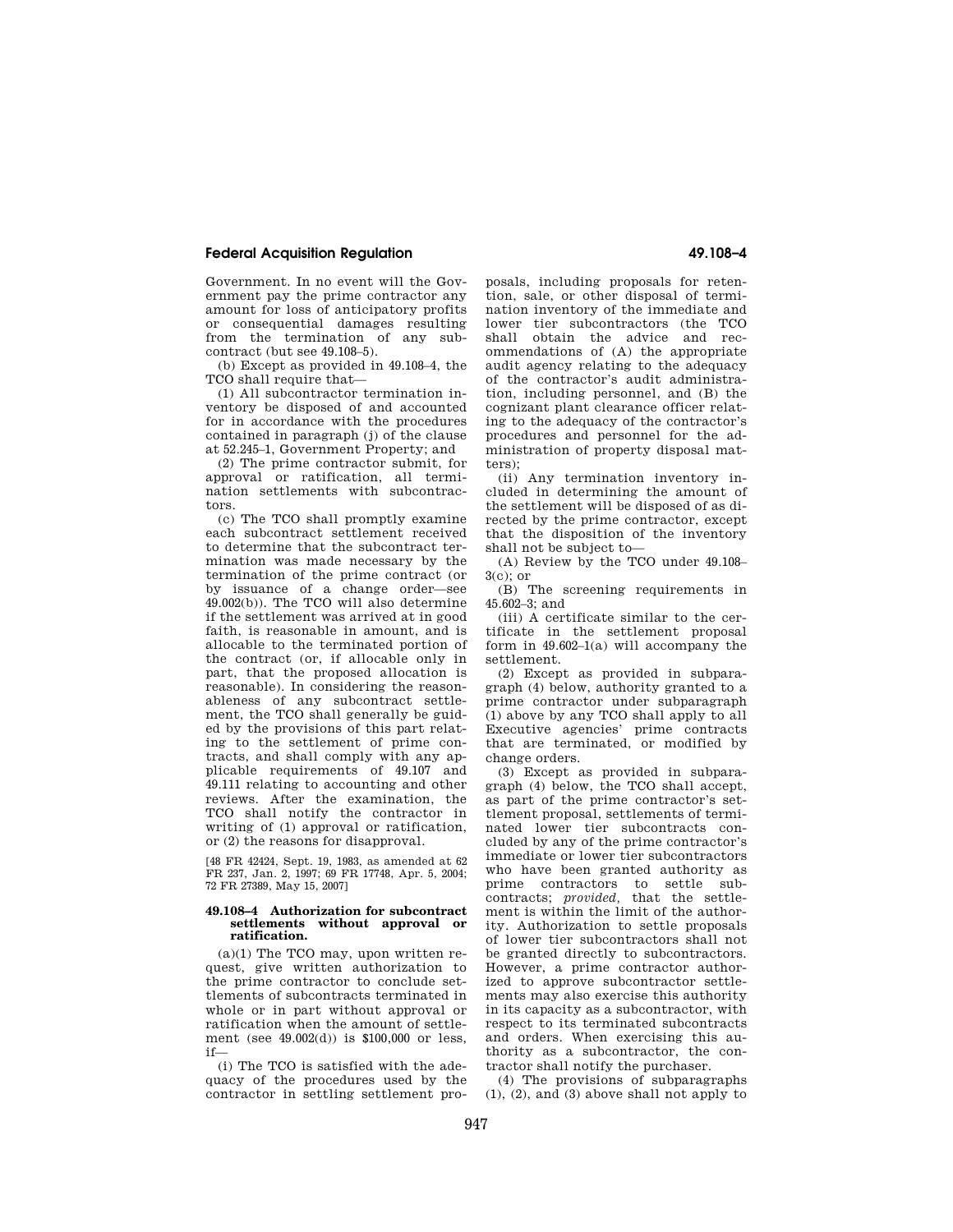Government. In no event will the Government pay the prime contractor any amount for loss of anticipatory profits or consequential damages resulting from the termination of any subcontract (but see 49.108–5).

(b) Except as provided in 49.108–4, the TCO shall require that—

(1) All subcontractor termination inventory be disposed of and accounted for in accordance with the procedures contained in paragraph (j) of the clause at 52.245–1, Government Property; and

(2) The prime contractor submit, for approval or ratification, all termination settlements with subcontractors.

(c) The TCO shall promptly examine each subcontract settlement received to determine that the subcontract termination was made necessary by the termination of the prime contract (or by issuance of a change order—see 49.002(b)). The TCO will also determine if the settlement was arrived at in good faith, is reasonable in amount, and is allocable to the terminated portion of the contract (or, if allocable only in part, that the proposed allocation is reasonable). In considering the reasonableness of any subcontract settlement, the TCO shall generally be guided by the provisions of this part relating to the settlement of prime contracts, and shall comply with any applicable requirements of 49.107 and 49.111 relating to accounting and other reviews. After the examination, the TCO shall notify the contractor in writing of (1) approval or ratification, or (2) the reasons for disapproval.

[48 FR 42424, Sept. 19, 1983, as amended at 62 FR 237, Jan. 2, 1997; 69 FR 17748, Apr. 5, 2004; 72 FR 27389, May 15, 2007]

### 49.108–4 Authorization for subcontract settlements without approval or ratification.

(a)(1) The TCO may, upon written request, give written authorization to the prime contractor to conclude settlements of subcontracts terminated in whole or in part without approval or ratification when the amount of settlement (see 49.002(d)) is $100,000 or less, if—

(i) The TCO is satisfied with the adequacy of the procedures used by the contractor in settling settlement proposals, including proposals for retention, sale, or other disposal of termination inventory of the immediate and lower tier subcontractors (the TCO shall obtain the advice and recommendations of (A) the appropriate audit agency relating to the adequacy of the contractor's audit administration, including personnel, and (B) the cognizant plant clearance officer relating to the adequacy of the contractor's procedures and personnel for the administration of property disposal matters);

(ii) Any termination inventory included in determining the amount of the settlement will be disposed of as directed by the prime contractor, except that the disposition of the inventory shall not be subject to—

(A) Review by the TCO under 49.108–3(c); or

(B) The screening requirements in 45.602–3; and

(iii) A certificate similar to the certificate in the settlement proposal form in 49.602–1(a) will accompany the settlement.

(2) Except as provided in subparagraph (4) below, authority granted to a prime contractor under subparagraph (1) above by any TCO shall apply to all Executive agencies' prime contracts that are terminated, or modified by change orders.

(3) Except as provided in subparagraph (4) below, the TCO shall accept, as part of the prime contractor's settlement proposal, settlements of terminated lower tier subcontracts concluded by any of the prime contractor's immediate or lower tier subcontractors who have been granted authority as prime contractors to settle subcontracts; *provided*, that the settlement is within the limit of the authority. Authorization to settle proposals of lower tier subcontractors shall not be granted directly to subcontractors. However, a prime contractor authorized to approve subcontractor settlements may also exercise this authority in its capacity as a subcontractor, with respect to its terminated subcontracts and orders. When exercising this authority as a subcontractor, the contractor shall notify the purchaser.

(4) The provisions of subparagraphs (1), (2), and (3) above shall not apply to